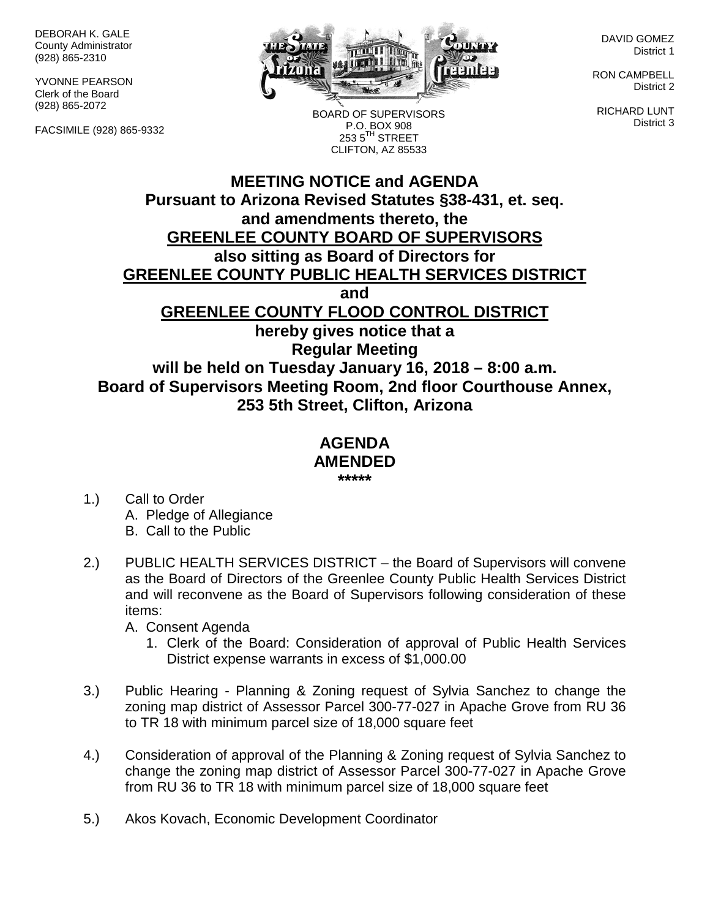DEBORAH K. GALE
County Administrator
(928) 865-2310

YVONNE PEARSON
Clerk of the Board
(928) 865-2072

FACSIMILE (928) 865-9332

BOARD OF SUPERVISORS
P.O. BOX 908
253 5TH STREET
CLIFTON, AZ 85533

DAVID GOMEZ
District 1

RON CAMPBELL
District 2

RICHARD LUNT
District 3

# MEETING NOTICE and AGENDA

**Pursuant to Arizona Revised Statutes §38-431, et. seq. and amendments thereto, the**
**GREENLEE COUNTY BOARD OF SUPERVISORS**
**also sitting as Board of Directors for**
**GREENLEE COUNTY PUBLIC HEALTH SERVICES DISTRICT**
**and**
**GREENLEE COUNTY FLOOD CONTROL DISTRICT**
**hereby gives notice that a**
**Regular Meeting**
**will be held on Tuesday January 16, 2018 – 8:00 a.m.**
**Board of Supervisors Meeting Room, 2nd floor Courthouse Annex, 253 5th Street, Clifton, Arizona**

## AGENDA
## AMENDED
*****

1.) Call to Order
   A. Pledge of Allegiance
   B. Call to the Public

2.) PUBLIC HEALTH SERVICES DISTRICT – the Board of Supervisors will convene as the Board of Directors of the Greenlee County Public Health Services District and will reconvene as the Board of Supervisors following consideration of these items:
   A. Consent Agenda
      1. Clerk of the Board: Consideration of approval of Public Health Services District expense warrants in excess of $1,000.00

3.) Public Hearing - Planning & Zoning request of Sylvia Sanchez to change the zoning map district of Assessor Parcel 300-77-027 in Apache Grove from RU 36 to TR 18 with minimum parcel size of 18,000 square feet

4.) Consideration of approval of the Planning & Zoning request of Sylvia Sanchez to change the zoning map district of Assessor Parcel 300-77-027 in Apache Grove from RU 36 to TR 18 with minimum parcel size of 18,000 square feet

5.) Akos Kovach, Economic Development Coordinator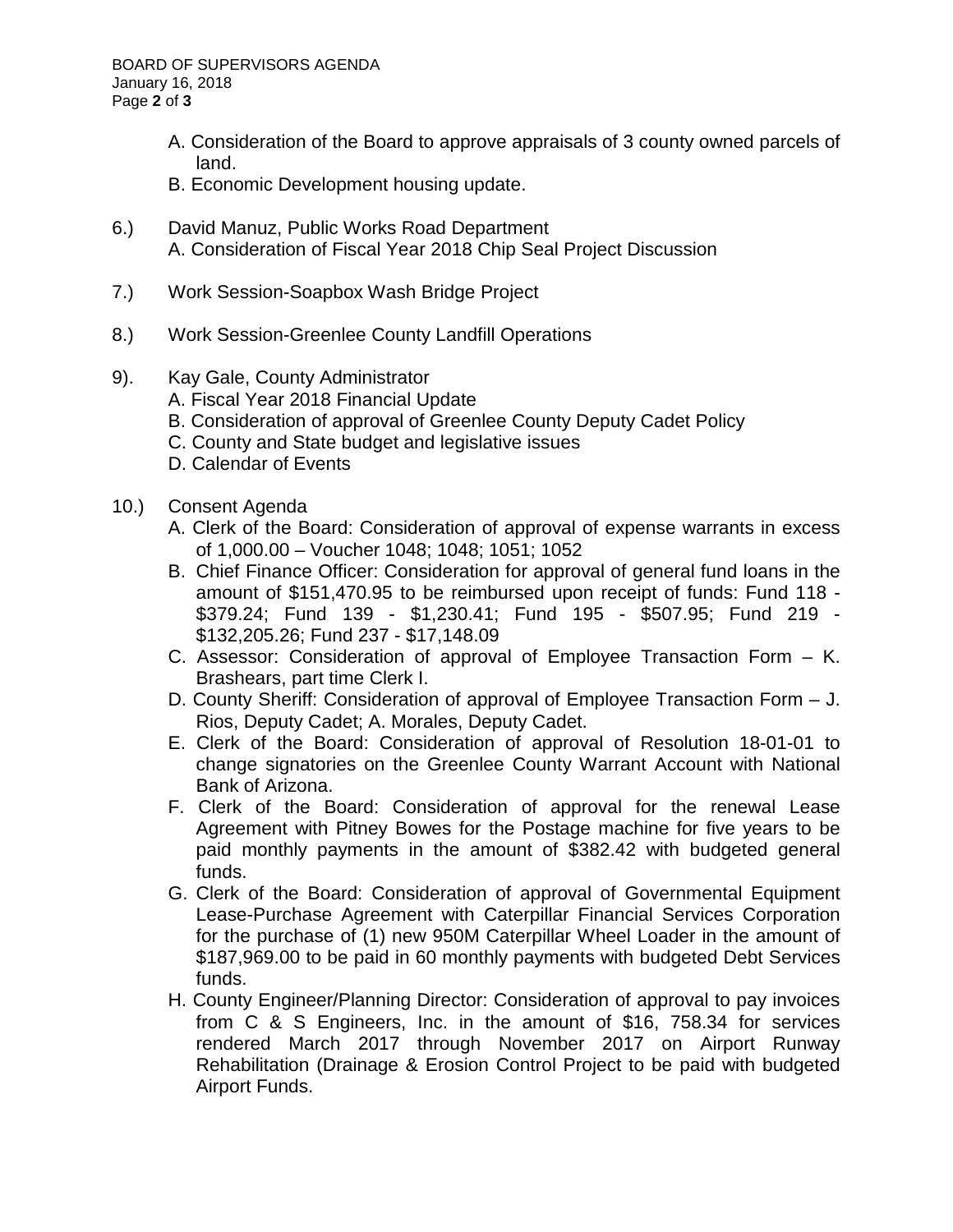A. Consideration of the Board to approve appraisals of 3 county owned parcels of land.
B. Economic Development housing update.

6.) David Manuz, Public Works Road Department
A. Consideration of Fiscal Year 2018 Chip Seal Project Discussion

7.) Work Session-Soapbox Wash Bridge Project

8.) Work Session-Greenlee County Landfill Operations

9). Kay Gale, County Administrator
A. Fiscal Year 2018 Financial Update
B. Consideration of approval of Greenlee County Deputy Cadet Policy
C. County and State budget and legislative issues
D. Calendar of Events

10.) Consent Agenda
A. Clerk of the Board: Consideration of approval of expense warrants in excess of 1,000.00 – Voucher 1048; 1048; 1051; 1052
B. Chief Finance Officer: Consideration for approval of general fund loans in the amount of $151,470.95 to be reimbursed upon receipt of funds: Fund 118 - $379.24; Fund 139 - $1,230.41; Fund 195 - $507.95; Fund 219 - $132,205.26; Fund 237 - $17,148.09
C. Assessor: Consideration of approval of Employee Transaction Form – K. Brashears, part time Clerk I.
D. County Sheriff: Consideration of approval of Employee Transaction Form – J. Rios, Deputy Cadet; A. Morales, Deputy Cadet.
E. Clerk of the Board: Consideration of approval of Resolution 18-01-01 to change signatories on the Greenlee County Warrant Account with National Bank of Arizona.
F. Clerk of the Board: Consideration of approval for the renewal Lease Agreement with Pitney Bowes for the Postage machine for five years to be paid monthly payments in the amount of $382.42 with budgeted general funds.
G. Clerk of the Board: Consideration of approval of Governmental Equipment Lease-Purchase Agreement with Caterpillar Financial Services Corporation for the purchase of (1) new 950M Caterpillar Wheel Loader in the amount of $187,969.00 to be paid in 60 monthly payments with budgeted Debt Services funds.
H. County Engineer/Planning Director: Consideration of approval to pay invoices from C & S Engineers, Inc. in the amount of $16, 758.34 for services rendered March 2017 through November 2017 on Airport Runway Rehabilitation (Drainage & Erosion Control Project to be paid with budgeted Airport Funds.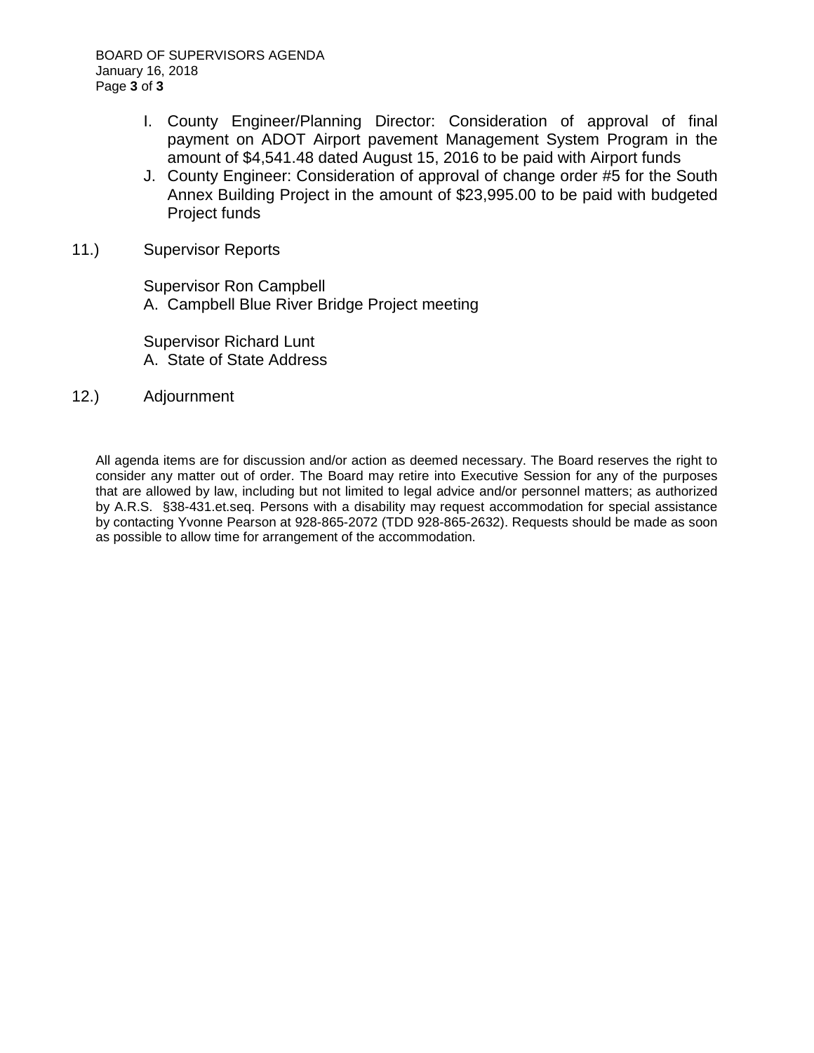I. County Engineer/Planning Director: Consideration of approval of final payment on ADOT Airport pavement Management System Program in the amount of $4,541.48 dated August 15, 2016 to be paid with Airport funds
J. County Engineer: Consideration of approval of change order #5 for the South Annex Building Project in the amount of $23,995.00 to be paid with budgeted Project funds

11.) Supervisor Reports

Supervisor Ron Campbell
A. Campbell Blue River Bridge Project meeting

Supervisor Richard Lunt
A. State of State Address

12.) Adjournment

All agenda items are for discussion and/or action as deemed necessary. The Board reserves the right to consider any matter out of order. The Board may retire into Executive Session for any of the purposes that are allowed by law, including but not limited to legal advice and/or personnel matters; as authorized by A.R.S. §38-431.et.seq. Persons with a disability may request accommodation for special assistance by contacting Yvonne Pearson at 928-865-2072 (TDD 928-865-2632). Requests should be made as soon as possible to allow time for arrangement of the accommodation.